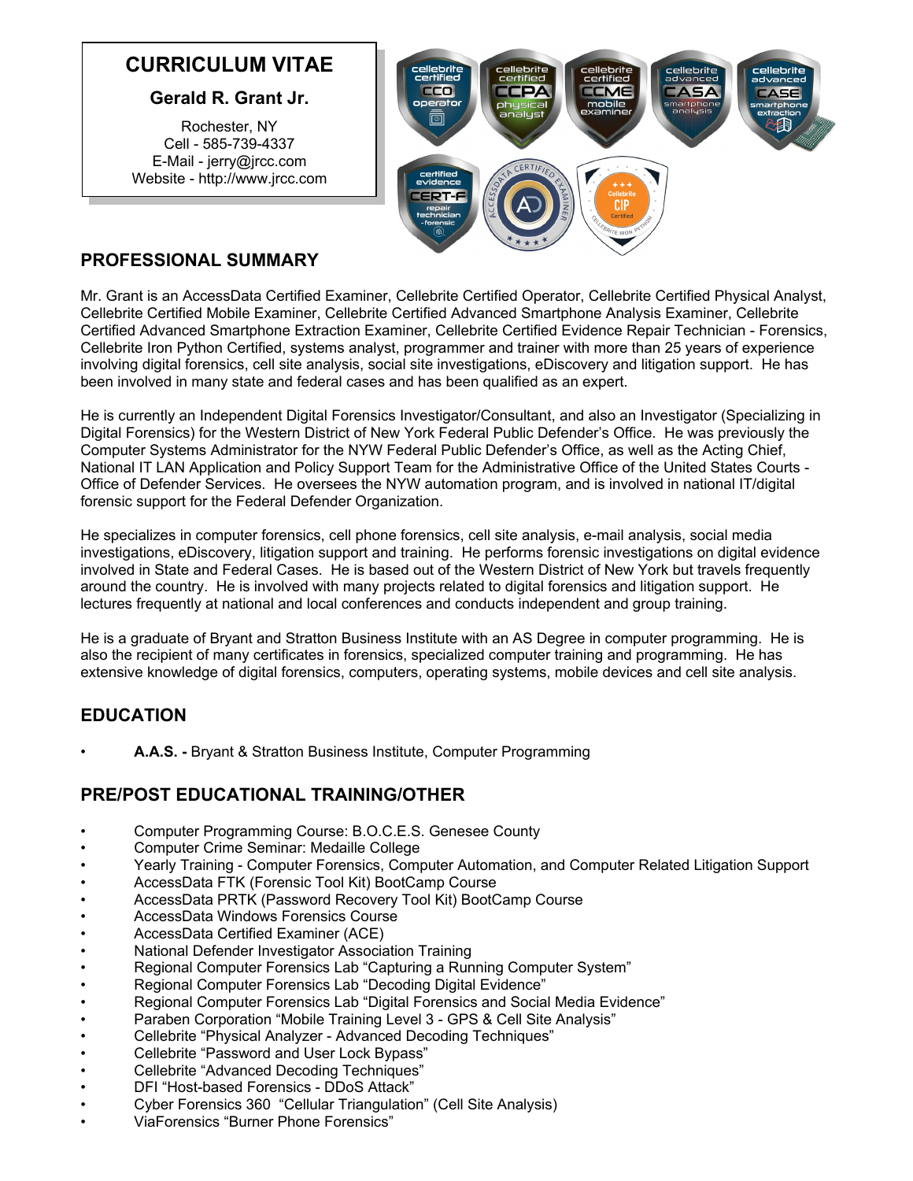# CURRICULUM VITAE

**Gerald R. Grant Jr.**

Rochester, NY
Cell - 585-739-4337
E-Mail - jerry@jrcc.com
Website - http://www.jrcc.com

## PROFESSIONAL SUMMARY

Mr. Grant is an AccessData Certified Examiner, Cellebrite Certified Operator, Cellebrite Certified Physical Analyst, Cellebrite Certified Mobile Examiner, Cellebrite Certified Advanced Smartphone Analysis Examiner, Cellebrite Certified Advanced Smartphone Extraction Examiner, Cellebrite Certified Evidence Repair Technician - Forensics, Cellebrite Iron Python Certified, systems analyst, programmer and trainer with more than 25 years of experience involving digital forensics, cell site analysis, social site investigations, eDiscovery and litigation support. He has been involved in many state and federal cases and has been qualified as an expert.

He is currently an Independent Digital Forensics Investigator/Consultant, and also an Investigator (Specializing in Digital Forensics) for the Western District of New York Federal Public Defender's Office. He was previously the Computer Systems Administrator for the NYW Federal Public Defender's Office, as well as the Acting Chief, National IT LAN Application and Policy Support Team for the Administrative Office of the United States Courts - Office of Defender Services. He oversees the NYW automation program, and is involved in national IT/digital forensic support for the Federal Defender Organization.

He specializes in computer forensics, cell phone forensics, cell site analysis, e-mail analysis, social media investigations, eDiscovery, litigation support and training. He performs forensic investigations on digital evidence involved in State and Federal Cases. He is based out of the Western District of New York but travels frequently around the country. He is involved with many projects related to digital forensics and litigation support. He lectures frequently at national and local conferences and conducts independent and group training.

He is a graduate of Bryant and Stratton Business Institute with an AS Degree in computer programming. He is also the recipient of many certificates in forensics, specialized computer training and programming. He has extensive knowledge of digital forensics, computers, operating systems, mobile devices and cell site analysis.

## EDUCATION

- **A.A.S. -** Bryant & Stratton Business Institute, Computer Programming

## PRE/POST EDUCATIONAL TRAINING/OTHER

- Computer Programming Course: B.O.C.E.S. Genesee County
- Computer Crime Seminar: Medaille College
- Yearly Training - Computer Forensics, Computer Automation, and Computer Related Litigation Support
- AccessData FTK (Forensic Tool Kit) BootCamp Course
- AccessData PRTK (Password Recovery Tool Kit) BootCamp Course
- AccessData Windows Forensics Course
- AccessData Certified Examiner (ACE)
- National Defender Investigator Association Training
- Regional Computer Forensics Lab "Capturing a Running Computer System"
- Regional Computer Forensics Lab "Decoding Digital Evidence"
- Regional Computer Forensics Lab "Digital Forensics and Social Media Evidence"
- Paraben Corporation "Mobile Training Level 3 - GPS & Cell Site Analysis"
- Cellebrite "Physical Analyzer - Advanced Decoding Techniques"
- Cellebrite "Password and User Lock Bypass"
- Cellebrite "Advanced Decoding Techniques"
- DFI "Host-based Forensics - DDoS Attack"
- Cyber Forensics 360 "Cellular Triangulation" (Cell Site Analysis)
- ViaForensics "Burner Phone Forensics"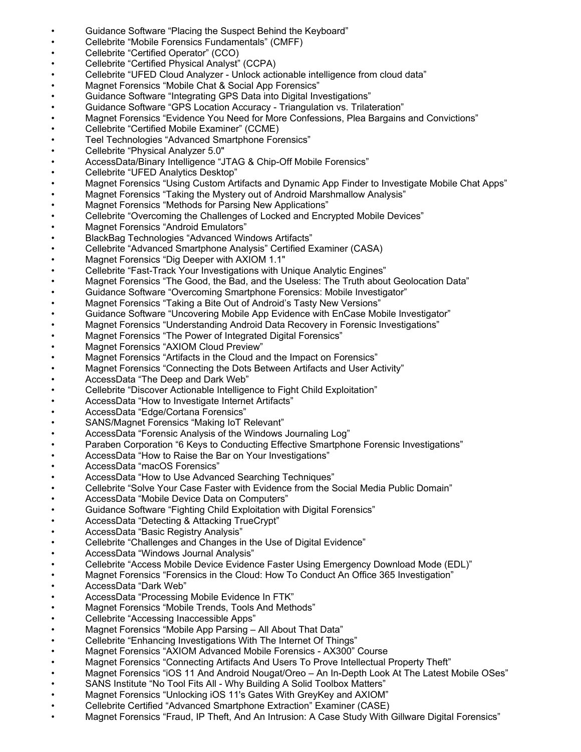- Guidance Software “Placing the Suspect Behind the Keyboard”
- Cellebrite “Mobile Forensics Fundamentals” (CMFF)
- Cellebrite “Certified Operator” (CCO)
- Cellebrite “Certified Physical Analyst” (CCPA)
- Cellebrite “UFED Cloud Analyzer - Unlock actionable intelligence from cloud data”
- Magnet Forensics “Mobile Chat & Social App Forensics”
- Guidance Software “Integrating GPS Data into Digital Investigations”
- Guidance Software “GPS Location Accuracy - Triangulation vs. Trilateration”
- Magnet Forensics “Evidence You Need for More Confessions, Plea Bargains and Convictions”
- Cellebrite “Certified Mobile Examiner” (CCME)
- Teel Technologies “Advanced Smartphone Forensics”
- Cellebrite “Physical Analyzer 5.0"
- AccessData/Binary Intelligence “JTAG & Chip-Off Mobile Forensics”
- Cellebrite “UFED Analytics Desktop”
- Magnet Forensics “Using Custom Artifacts and Dynamic App Finder to Investigate Mobile Chat Apps”
- Magnet Forensics “Taking the Mystery out of Android Marshmallow Analysis”
- Magnet Forensics “Methods for Parsing New Applications”
- Cellebrite “Overcoming the Challenges of Locked and Encrypted Mobile Devices”
- Magnet Forensics “Android Emulators”
- BlackBag Technologies “Advanced Windows Artifacts”
- Cellebrite “Advanced Smartphone Analysis” Certified Examiner (CASA)
- Magnet Forensics “Dig Deeper with AXIOM 1.1"
- Cellebrite “Fast-Track Your Investigations with Unique Analytic Engines”
- Magnet Forensics “The Good, the Bad, and the Useless: The Truth about Geolocation Data”
- Guidance Software “Overcoming Smartphone Forensics: Mobile Investigator”
- Magnet Forensics “Taking a Bite Out of Android’s Tasty New Versions”
- Guidance Software “Uncovering Mobile App Evidence with EnCase Mobile Investigator”
- Magnet Forensics “Understanding Android Data Recovery in Forensic Investigations”
- Magnet Forensics “The Power of Integrated Digital Forensics”
- Magnet Forensics “AXIOM Cloud Preview”
- Magnet Forensics “Artifacts in the Cloud and the Impact on Forensics”
- Magnet Forensics “Connecting the Dots Between Artifacts and User Activity”
- AccessData “The Deep and Dark Web”
- Cellebrite “Discover Actionable Intelligence to Fight Child Exploitation”
- AccessData “How to Investigate Internet Artifacts”
- AccessData “Edge/Cortana Forensics”
- SANS/Magnet Forensics “Making IoT Relevant”
- AccessData “Forensic Analysis of the Windows Journaling Log”
- Paraben Corporation “6 Keys to Conducting Effective Smartphone Forensic Investigations”
- AccessData “How to Raise the Bar on Your Investigations”
- AccessData “macOS Forensics”
- AccessData “How to Use Advanced Searching Techniques”
- Cellebrite “Solve Your Case Faster with Evidence from the Social Media Public Domain”
- AccessData “Mobile Device Data on Computers”
- Guidance Software “Fighting Child Exploitation with Digital Forensics”
- AccessData “Detecting & Attacking TrueCrypt”
- AccessData “Basic Registry Analysis”
- Cellebrite “Challenges and Changes in the Use of Digital Evidence”
- AccessData “Windows Journal Analysis”
- Cellebrite “Access Mobile Device Evidence Faster Using Emergency Download Mode (EDL)”
- Magnet Forensics “Forensics in the Cloud: How To Conduct An Office 365 Investigation”
- AccessData “Dark Web”
- AccessData “Processing Mobile Evidence In FTK”
- Magnet Forensics “Mobile Trends, Tools And Methods”
- Cellebrite “Accessing Inaccessible Apps”
- Magnet Forensics “Mobile App Parsing – All About That Data”
- Cellebrite “Enhancing Investigations With The Internet Of Things”
- Magnet Forensics “AXIOM Advanced Mobile Forensics - AX300” Course
- Magnet Forensics “Connecting Artifacts And Users To Prove Intellectual Property Theft”
- Magnet Forensics “iOS 11 And Android Nougat/Oreo – An In-Depth Look At The Latest Mobile OSes”
- SANS Institute “No Tool Fits All - Why Building A Solid Toolbox Matters”
- Magnet Forensics “Unlocking iOS 11's Gates With GreyKey and AXIOM”
- Cellebrite Certified “Advanced Smartphone Extraction” Examiner (CASE)
- Magnet Forensics “Fraud, IP Theft, And An Intrusion: A Case Study With Gillware Digital Forensics”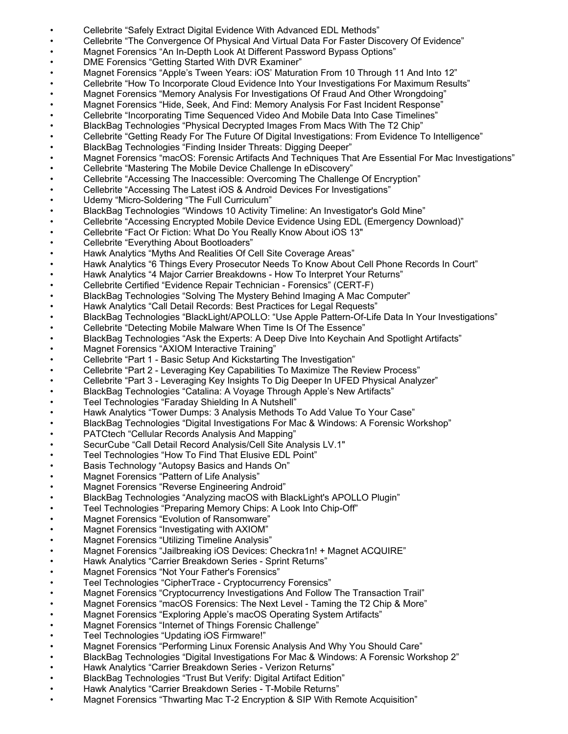- Cellebrite “Safely Extract Digital Evidence With Advanced EDL Methods”
- Cellebrite “The Convergence Of Physical And Virtual Data For Faster Discovery Of Evidence”
- Magnet Forensics “An In-Depth Look At Different Password Bypass Options”
- DME Forensics “Getting Started With DVR Examiner”
- Magnet Forensics “Apple’s Tween Years: iOS’ Maturation From 10 Through 11 And Into 12”
- Cellebrite “How To Incorporate Cloud Evidence Into Your Investigations For Maximum Results”
- Magnet Forensics “Memory Analysis For Investigations Of Fraud And Other Wrongdoing”
- Magnet Forensics “Hide, Seek, And Find: Memory Analysis For Fast Incident Response”
- Cellebrite “Incorporating Time Sequenced Video And Mobile Data Into Case Timelines”
- BlackBag Technologies “Physical Decrypted Images From Macs With The T2 Chip”
- Cellebrite “Getting Ready For The Future Of Digital Investigations: From Evidence To Intelligence”
- BlackBag Technologies “Finding Insider Threats: Digging Deeper”
- Magnet Forensics “macOS: Forensic Artifacts And Techniques That Are Essential For Mac Investigations”
- Cellebrite “Mastering The Mobile Device Challenge In eDiscovery”
- Cellebrite “Accessing The Inaccessible: Overcoming The Challenge Of Encryption”
- Cellebrite “Accessing The Latest iOS & Android Devices For Investigations”
- Udemy “Micro-Soldering “The Full Curriculum”
- BlackBag Technologies “Windows 10 Activity Timeline: An Investigator's Gold Mine”
- Cellebrite “Accessing Encrypted Mobile Device Evidence Using EDL (Emergency Download)”
- Cellebrite “Fact Or Fiction: What Do You Really Know About iOS 13"
- Cellebrite “Everything About Bootloaders”
- Hawk Analytics “Myths And Realities Of Cell Site Coverage Areas”
- Hawk Analytics “6 Things Every Prosecutor Needs To Know About Cell Phone Records In Court”
- Hawk Analytics “4 Major Carrier Breakdowns - How To Interpret Your Returns”
- Cellebrite Certified “Evidence Repair Technician - Forensics” (CERT-F)
- BlackBag Technologies “Solving The Mystery Behind Imaging A Mac Computer”
- Hawk Analytics “Call Detail Records: Best Practices for Legal Requests”
- BlackBag Technologies “BlackLight/APOLLO: “Use Apple Pattern-Of-Life Data In Your Investigations”
- Cellebrite “Detecting Mobile Malware When Time Is Of The Essence”
- BlackBag Technologies “Ask the Experts: A Deep Dive Into Keychain And Spotlight Artifacts”
- Magnet Forensics “AXIOM Interactive Training”
- Cellebrite “Part 1 - Basic Setup And Kickstarting The Investigation”
- Cellebrite “Part 2 - Leveraging Key Capabilities To Maximize The Review Process”
- Cellebrite “Part 3 - Leveraging Key Insights To Dig Deeper In UFED Physical Analyzer”
- BlackBag Technologies “Catalina: A Voyage Through Apple’s New Artifacts”
- Teel Technologies “Faraday Shielding In A Nutshell”
- Hawk Analytics “Tower Dumps: 3 Analysis Methods To Add Value To Your Case”
- BlackBag Technologies “Digital Investigations For Mac & Windows: A Forensic Workshop”
- PATCtech “Cellular Records Analysis And Mapping”
- SecurCube “Call Detail Record Analysis/Cell Site Analysis LV.1"
- Teel Technologies “How To Find That Elusive EDL Point”
- Basis Technology “Autopsy Basics and Hands On”
- Magnet Forensics “Pattern of Life Analysis”
- Magnet Forensics “Reverse Engineering Android”
- BlackBag Technologies “Analyzing macOS with BlackLight's APOLLO Plugin”
- Teel Technologies “Preparing Memory Chips: A Look Into Chip-Off”
- Magnet Forensics “Evolution of Ransomware”
- Magnet Forensics “Investigating with AXIOM”
- Magnet Forensics “Utilizing Timeline Analysis”
- Magnet Forensics “Jailbreaking iOS Devices: Checkra1n! + Magnet ACQUIRE”
- Hawk Analytics “Carrier Breakdown Series - Sprint Returns”
- Magnet Forensics “Not Your Father's Forensics”
- Teel Technologies “CipherTrace - Cryptocurrency Forensics”
- Magnet Forensics “Cryptocurrency Investigations And Follow The Transaction Trail”
- Magnet Forensics “macOS Forensics: The Next Level - Taming the T2 Chip & More”
- Magnet Forensics “Exploring Apple’s macOS Operating System Artifacts”
- Magnet Forensics “Internet of Things Forensic Challenge”
- Teel Technologies “Updating iOS Firmware!”
- Magnet Forensics “Performing Linux Forensic Analysis And Why You Should Care”
- BlackBag Technologies “Digital Investigations For Mac & Windows: A Forensic Workshop 2”
- Hawk Analytics “Carrier Breakdown Series - Verizon Returns”
- BlackBag Technologies “Trust But Verify: Digital Artifact Edition”
- Hawk Analytics “Carrier Breakdown Series - T-Mobile Returns”
- Magnet Forensics “Thwarting Mac T-2 Encryption & SIP With Remote Acquisition”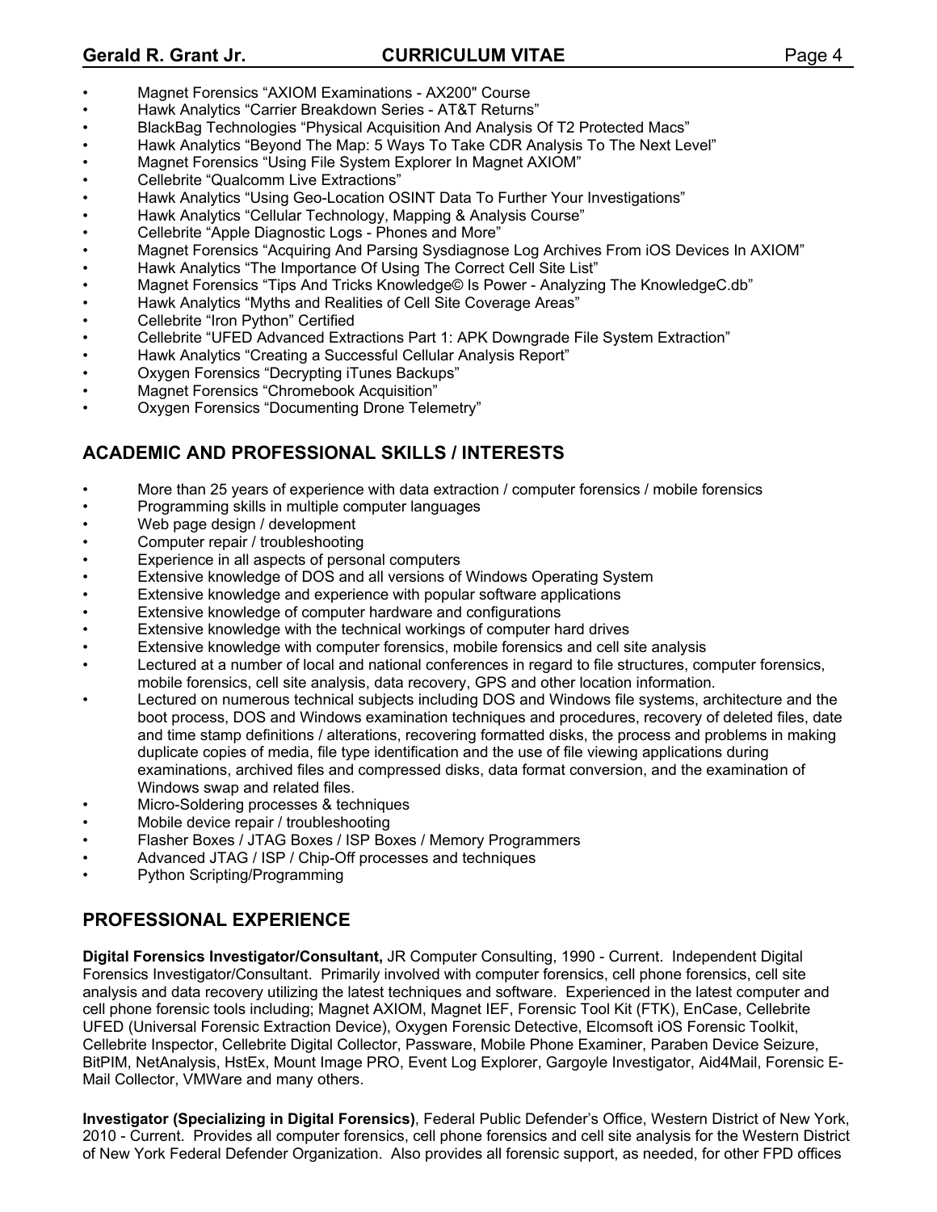- Magnet Forensics “AXIOM Examinations - AX200" Course
- Hawk Analytics “Carrier Breakdown Series - AT&T Returns”
- BlackBag Technologies “Physical Acquisition And Analysis Of T2 Protected Macs”
- Hawk Analytics “Beyond The Map: 5 Ways To Take CDR Analysis To The Next Level”
- Magnet Forensics “Using File System Explorer In Magnet AXIOM”
- Cellebrite “Qualcomm Live Extractions”
- Hawk Analytics “Using Geo-Location OSINT Data To Further Your Investigations”
- Hawk Analytics “Cellular Technology, Mapping & Analysis Course”
- Cellebrite “Apple Diagnostic Logs - Phones and More”
- Magnet Forensics “Acquiring And Parsing Sysdiagnose Log Archives From iOS Devices In AXIOM”
- Hawk Analytics “The Importance Of Using The Correct Cell Site List”
- Magnet Forensics “Tips And Tricks Knowledge© Is Power - Analyzing The KnowledgeC.db”
- Hawk Analytics “Myths and Realities of Cell Site Coverage Areas”
- Cellebrite “Iron Python” Certified
- Cellebrite “UFED Advanced Extractions Part 1: APK Downgrade File System Extraction”
- Hawk Analytics “Creating a Successful Cellular Analysis Report”
- Oxygen Forensics “Decrypting iTunes Backups”
- Magnet Forensics “Chromebook Acquisition”
- Oxygen Forensics “Documenting Drone Telemetry”

## ACADEMIC AND PROFESSIONAL SKILLS / INTERESTS

- More than 25 years of experience with data extraction / computer forensics / mobile forensics
- Programming skills in multiple computer languages
- Web page design / development
- Computer repair / troubleshooting
- Experience in all aspects of personal computers
- Extensive knowledge of DOS and all versions of Windows Operating System
- Extensive knowledge and experience with popular software applications
- Extensive knowledge of computer hardware and configurations
- Extensive knowledge with the technical workings of computer hard drives
- Extensive knowledge with computer forensics, mobile forensics and cell site analysis
- Lectured at a number of local and national conferences in regard to file structures, computer forensics, mobile forensics, cell site analysis, data recovery, GPS and other location information.
- Lectured on numerous technical subjects including DOS and Windows file systems, architecture and the boot process, DOS and Windows examination techniques and procedures, recovery of deleted files, date and time stamp definitions / alterations, recovering formatted disks, the process and problems in making duplicate copies of media, file type identification and the use of file viewing applications during examinations, archived files and compressed disks, data format conversion, and the examination of Windows swap and related files.
- Micro-Soldering processes & techniques
- Mobile device repair / troubleshooting
- Flasher Boxes / JTAG Boxes / ISP Boxes / Memory Programmers
- Advanced JTAG / ISP / Chip-Off processes and techniques
- Python Scripting/Programming

## PROFESSIONAL EXPERIENCE

**Digital Forensics Investigator/Consultant,** JR Computer Consulting, 1990 - Current. Independent Digital Forensics Investigator/Consultant. Primarily involved with computer forensics, cell phone forensics, cell site analysis and data recovery utilizing the latest techniques and software. Experienced in the latest computer and cell phone forensic tools including; Magnet AXIOM, Magnet IEF, Forensic Tool Kit (FTK), EnCase, Cellebrite UFED (Universal Forensic Extraction Device), Oxygen Forensic Detective, Elcomsoft iOS Forensic Toolkit, Cellebrite Inspector, Cellebrite Digital Collector, Passware, Mobile Phone Examiner, Paraben Device Seizure, BitPIM, NetAnalysis, HstEx, Mount Image PRO, Event Log Explorer, Gargoyle Investigator, Aid4Mail, Forensic E-Mail Collector, VMWare and many others.

**Investigator (Specializing in Digital Forensics)**, Federal Public Defender’s Office, Western District of New York, 2010 - Current. Provides all computer forensics, cell phone forensics and cell site analysis for the Western District of New York Federal Defender Organization. Also provides all forensic support, as needed, for other FPD offices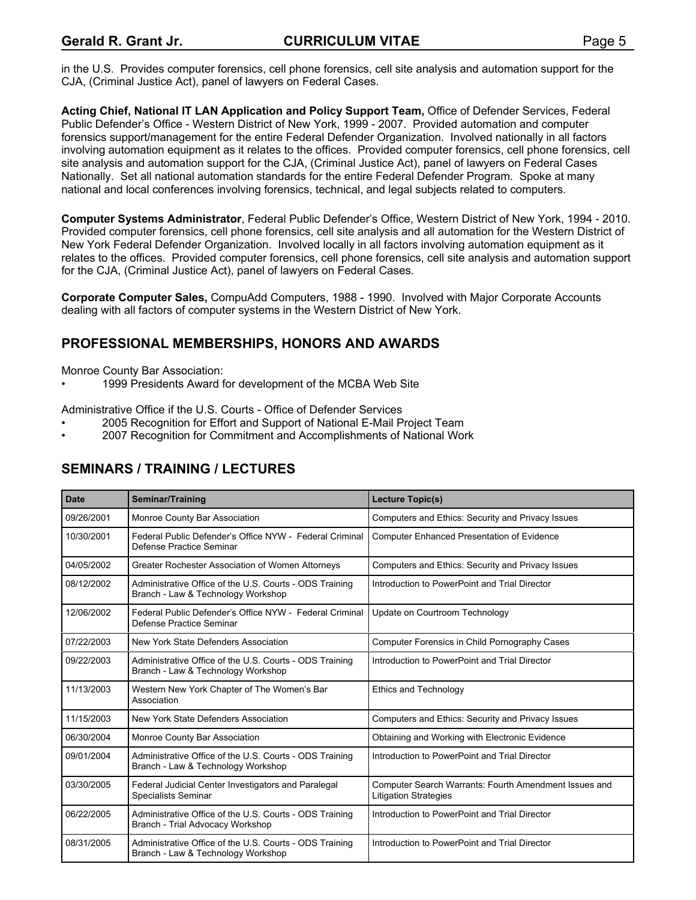in the U.S. Provides computer forensics, cell phone forensics, cell site analysis and automation support for the CJA, (Criminal Justice Act), panel of lawyers on Federal Cases.

**Acting Chief, National IT LAN Application and Policy Support Team,** Office of Defender Services, Federal Public Defender's Office - Western District of New York, 1999 - 2007. Provided automation and computer forensics support/management for the entire Federal Defender Organization. Involved nationally in all factors involving automation equipment as it relates to the offices. Provided computer forensics, cell phone forensics, cell site analysis and automation support for the CJA, (Criminal Justice Act), panel of lawyers on Federal Cases Nationally. Set all national automation standards for the entire Federal Defender Program. Spoke at many national and local conferences involving forensics, technical, and legal subjects related to computers.

**Computer Systems Administrator**, Federal Public Defender's Office, Western District of New York, 1994 - 2010. Provided computer forensics, cell phone forensics, cell site analysis and all automation for the Western District of New York Federal Defender Organization. Involved locally in all factors involving automation equipment as it relates to the offices. Provided computer forensics, cell phone forensics, cell site analysis and automation support for the CJA, (Criminal Justice Act), panel of lawyers on Federal Cases.

**Corporate Computer Sales,** CompuAdd Computers, 1988 - 1990. Involved with Major Corporate Accounts dealing with all factors of computer systems in the Western District of New York.

## PROFESSIONAL MEMBERSHIPS, HONORS AND AWARDS

Monroe County Bar Association:

- 1999 Presidents Award for development of the MCBA Web Site

Administrative Office if the U.S. Courts - Office of Defender Services

- 2005 Recognition for Effort and Support of National E-Mail Project Team
- 2007 Recognition for Commitment and Accomplishments of National Work

## SEMINARS / TRAINING / LECTURES

| Date | Seminar/Training | Lecture Topic(s) |
|---|---|---|
| 09/26/2001 | Monroe County Bar Association | Computers and Ethics: Security and Privacy Issues |
| 10/30/2001 | Federal Public Defender's Office NYW - Federal Criminal Defense Practice Seminar | Computer Enhanced Presentation of Evidence |
| 04/05/2002 | Greater Rochester Association of Women Attorneys | Computers and Ethics: Security and Privacy Issues |
| 08/12/2002 | Administrative Office of the U.S. Courts - ODS Training Branch - Law & Technology Workshop | Introduction to PowerPoint and Trial Director |
| 12/06/2002 | Federal Public Defender's Office NYW - Federal Criminal Defense Practice Seminar | Update on Courtroom Technology |
| 07/22/2003 | New York State Defenders Association | Computer Forensics in Child Pornography Cases |
| 09/22/2003 | Administrative Office of the U.S. Courts - ODS Training Branch - Law & Technology Workshop | Introduction to PowerPoint and Trial Director |
| 11/13/2003 | Western New York Chapter of The Women's Bar Association | Ethics and Technology |
| 11/15/2003 | New York State Defenders Association | Computers and Ethics: Security and Privacy Issues |
| 06/30/2004 | Monroe County Bar Association | Obtaining and Working with Electronic Evidence |
| 09/01/2004 | Administrative Office of the U.S. Courts - ODS Training Branch - Law & Technology Workshop | Introduction to PowerPoint and Trial Director |
| 03/30/2005 | Federal Judicial Center Investigators and Paralegal Specialists Seminar | Computer Search Warrants: Fourth Amendment Issues and Litigation Strategies |
| 06/22/2005 | Administrative Office of the U.S. Courts - ODS Training Branch - Trial Advocacy Workshop | Introduction to PowerPoint and Trial Director |
| 08/31/2005 | Administrative Office of the U.S. Courts - ODS Training Branch - Law & Technology Workshop | Introduction to PowerPoint and Trial Director |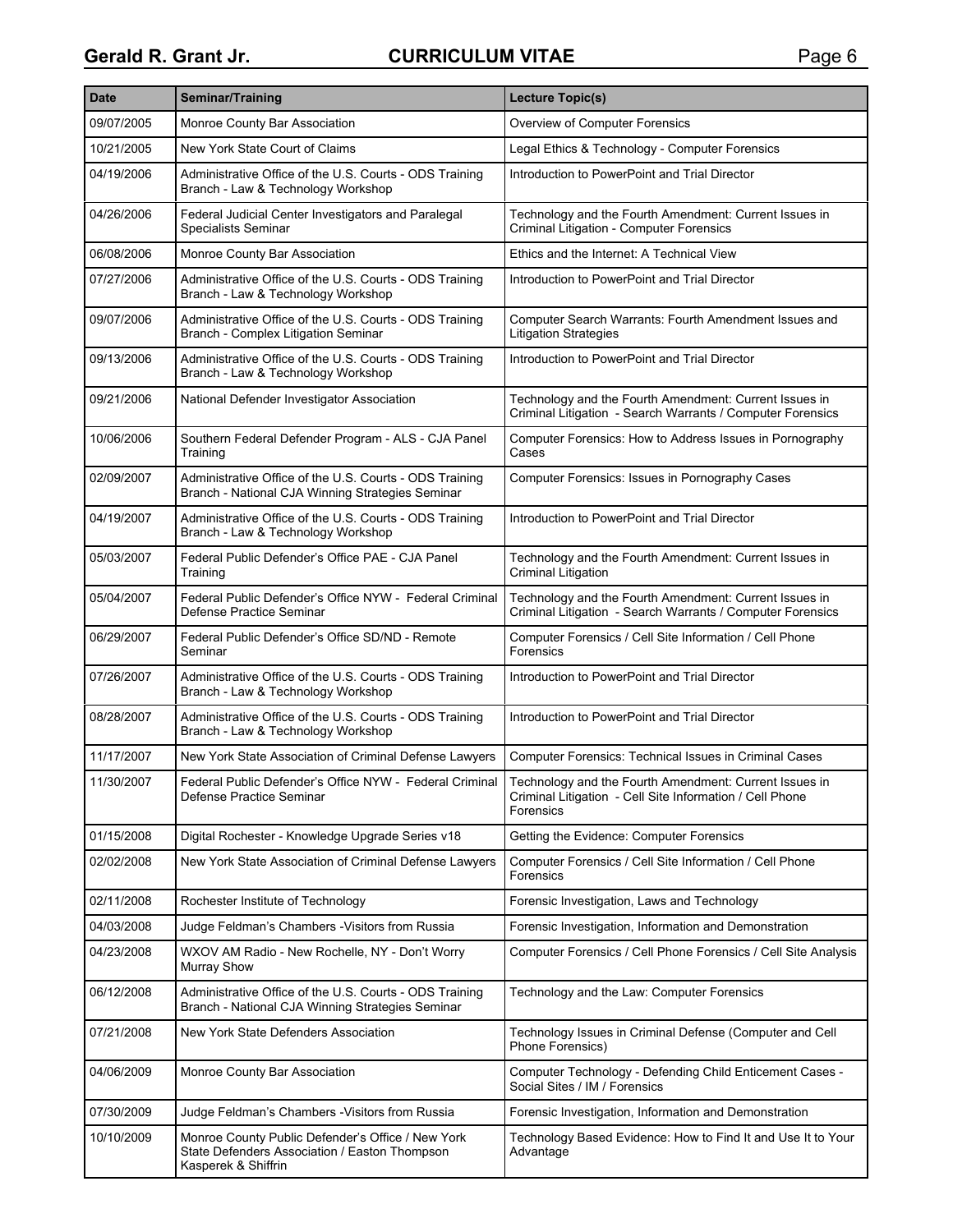| Date | Seminar/Training | Lecture Topic(s) |
|---|---|---|
| 09/07/2005 | Monroe County Bar Association | Overview of Computer Forensics |
| 10/21/2005 | New York State Court of Claims | Legal Ethics & Technology - Computer Forensics |
| 04/19/2006 | Administrative Office of the U.S. Courts - ODS Training Branch - Law & Technology Workshop | Introduction to PowerPoint and Trial Director |
| 04/26/2006 | Federal Judicial Center Investigators and Paralegal Specialists Seminar | Technology and the Fourth Amendment: Current Issues in Criminal Litigation - Computer Forensics |
| 06/08/2006 | Monroe County Bar Association | Ethics and the Internet: A Technical View |
| 07/27/2006 | Administrative Office of the U.S. Courts - ODS Training Branch - Law & Technology Workshop | Introduction to PowerPoint and Trial Director |
| 09/07/2006 | Administrative Office of the U.S. Courts - ODS Training Branch - Complex Litigation Seminar | Computer Search Warrants: Fourth Amendment Issues and Litigation Strategies |
| 09/13/2006 | Administrative Office of the U.S. Courts - ODS Training Branch - Law & Technology Workshop | Introduction to PowerPoint and Trial Director |
| 09/21/2006 | National Defender Investigator Association | Technology and the Fourth Amendment: Current Issues in Criminal Litigation - Search Warrants / Computer Forensics |
| 10/06/2006 | Southern Federal Defender Program - ALS - CJA Panel Training | Computer Forensics: How to Address Issues in Pornography Cases |
| 02/09/2007 | Administrative Office of the U.S. Courts - ODS Training Branch - National CJA Winning Strategies Seminar | Computer Forensics: Issues in Pornography Cases |
| 04/19/2007 | Administrative Office of the U.S. Courts - ODS Training Branch - Law & Technology Workshop | Introduction to PowerPoint and Trial Director |
| 05/03/2007 | Federal Public Defender's Office PAE - CJA Panel Training | Technology and the Fourth Amendment: Current Issues in Criminal Litigation |
| 05/04/2007 | Federal Public Defender's Office NYW - Federal Criminal Defense Practice Seminar | Technology and the Fourth Amendment: Current Issues in Criminal Litigation - Search Warrants / Computer Forensics |
| 06/29/2007 | Federal Public Defender's Office SD/ND - Remote Seminar | Computer Forensics / Cell Site Information / Cell Phone Forensics |
| 07/26/2007 | Administrative Office of the U.S. Courts - ODS Training Branch - Law & Technology Workshop | Introduction to PowerPoint and Trial Director |
| 08/28/2007 | Administrative Office of the U.S. Courts - ODS Training Branch - Law & Technology Workshop | Introduction to PowerPoint and Trial Director |
| 11/17/2007 | New York State Association of Criminal Defense Lawyers | Computer Forensics: Technical Issues in Criminal Cases |
| 11/30/2007 | Federal Public Defender's Office NYW - Federal Criminal Defense Practice Seminar | Technology and the Fourth Amendment: Current Issues in Criminal Litigation - Cell Site Information / Cell Phone Forensics |
| 01/15/2008 | Digital Rochester - Knowledge Upgrade Series v18 | Getting the Evidence: Computer Forensics |
| 02/02/2008 | New York State Association of Criminal Defense Lawyers | Computer Forensics / Cell Site Information / Cell Phone Forensics |
| 02/11/2008 | Rochester Institute of Technology | Forensic Investigation, Laws and Technology |
| 04/03/2008 | Judge Feldman's Chambers -Visitors from Russia | Forensic Investigation, Information and Demonstration |
| 04/23/2008 | WXOV AM Radio - New Rochelle, NY - Don't Worry Murray Show | Computer Forensics / Cell Phone Forensics / Cell Site Analysis |
| 06/12/2008 | Administrative Office of the U.S. Courts - ODS Training Branch - National CJA Winning Strategies Seminar | Technology and the Law: Computer Forensics |
| 07/21/2008 | New York State Defenders Association | Technology Issues in Criminal Defense (Computer and Cell Phone Forensics) |
| 04/06/2009 | Monroe County Bar Association | Computer Technology - Defending Child Enticement Cases - Social Sites / IM / Forensics |
| 07/30/2009 | Judge Feldman's Chambers -Visitors from Russia | Forensic Investigation, Information and Demonstration |
| 10/10/2009 | Monroe County Public Defender's Office / New York State Defenders Association / Easton Thompson Kasperek & Shiffrin | Technology Based Evidence: How to Find It and Use It to Your Advantage |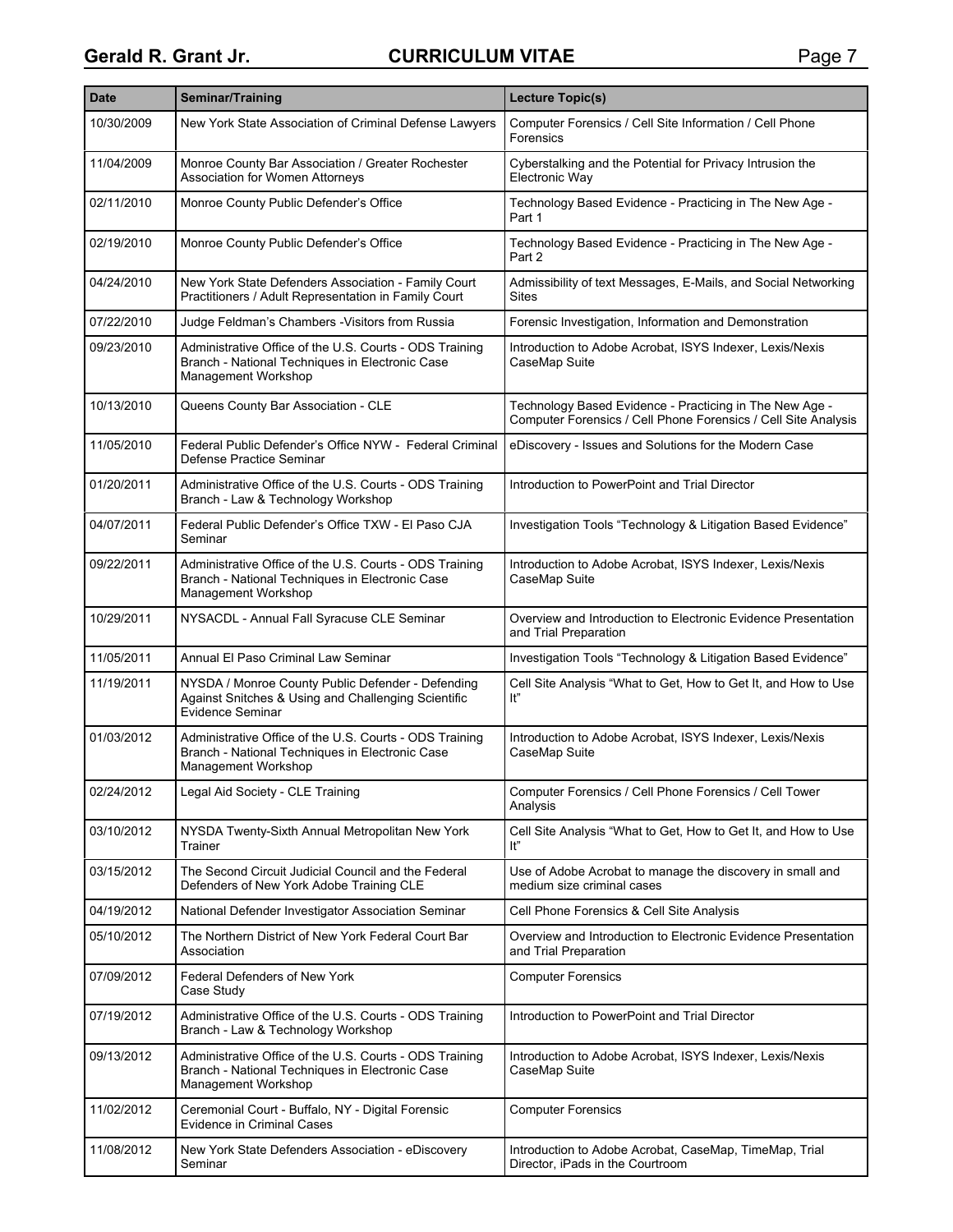| Date | Seminar/Training | Lecture Topic(s) |
|---|---|---|
| 10/30/2009 | New York State Association of Criminal Defense Lawyers | Computer Forensics / Cell Site Information / Cell Phone Forensics |
| 11/04/2009 | Monroe County Bar Association / Greater Rochester Association for Women Attorneys | Cyberstalking and the Potential for Privacy Intrusion the Electronic Way |
| 02/11/2010 | Monroe County Public Defender's Office | Technology Based Evidence - Practicing in The New Age - Part 1 |
| 02/19/2010 | Monroe County Public Defender's Office | Technology Based Evidence - Practicing in The New Age - Part 2 |
| 04/24/2010 | New York State Defenders Association - Family Court Practitioners / Adult Representation in Family Court | Admissibility of text Messages, E-Mails, and Social Networking Sites |
| 07/22/2010 | Judge Feldman's Chambers -Visitors from Russia | Forensic Investigation, Information and Demonstration |
| 09/23/2010 | Administrative Office of the U.S. Courts - ODS Training Branch - National Techniques in Electronic Case Management Workshop | Introduction to Adobe Acrobat, ISYS Indexer, Lexis/Nexis CaseMap Suite |
| 10/13/2010 | Queens County Bar Association - CLE | Technology Based Evidence - Practicing in The New Age - Computer Forensics / Cell Phone Forensics / Cell Site Analysis |
| 11/05/2010 | Federal Public Defender's Office NYW - Federal Criminal Defense Practice Seminar | eDiscovery - Issues and Solutions for the Modern Case |
| 01/20/2011 | Administrative Office of the U.S. Courts - ODS Training Branch - Law & Technology Workshop | Introduction to PowerPoint and Trial Director |
| 04/07/2011 | Federal Public Defender's Office TXW - El Paso CJA Seminar | Investigation Tools "Technology & Litigation Based Evidence" |
| 09/22/2011 | Administrative Office of the U.S. Courts - ODS Training Branch - National Techniques in Electronic Case Management Workshop | Introduction to Adobe Acrobat, ISYS Indexer, Lexis/Nexis CaseMap Suite |
| 10/29/2011 | NYSACDL - Annual Fall Syracuse CLE Seminar | Overview and Introduction to Electronic Evidence Presentation and Trial Preparation |
| 11/05/2011 | Annual El Paso Criminal Law Seminar | Investigation Tools "Technology & Litigation Based Evidence" |
| 11/19/2011 | NYSDA / Monroe County Public Defender - Defending Against Snitches & Using and Challenging Scientific Evidence Seminar | Cell Site Analysis "What to Get, How to Get It, and How to Use It" |
| 01/03/2012 | Administrative Office of the U.S. Courts - ODS Training Branch - National Techniques in Electronic Case Management Workshop | Introduction to Adobe Acrobat, ISYS Indexer, Lexis/Nexis CaseMap Suite |
| 02/24/2012 | Legal Aid Society - CLE Training | Computer Forensics / Cell Phone Forensics / Cell Tower Analysis |
| 03/10/2012 | NYSDA Twenty-Sixth Annual Metropolitan New York Trainer | Cell Site Analysis "What to Get, How to Get It, and How to Use It" |
| 03/15/2012 | The Second Circuit Judicial Council and the Federal Defenders of New York Adobe Training CLE | Use of Adobe Acrobat to manage the discovery in small and medium size criminal cases |
| 04/19/2012 | National Defender Investigator Association Seminar | Cell Phone Forensics & Cell Site Analysis |
| 05/10/2012 | The Northern District of New York Federal Court Bar Association | Overview and Introduction to Electronic Evidence Presentation and Trial Preparation |
| 07/09/2012 | Federal Defenders of New York Case Study | Computer Forensics |
| 07/19/2012 | Administrative Office of the U.S. Courts - ODS Training Branch - Law & Technology Workshop | Introduction to PowerPoint and Trial Director |
| 09/13/2012 | Administrative Office of the U.S. Courts - ODS Training Branch - National Techniques in Electronic Case Management Workshop | Introduction to Adobe Acrobat, ISYS Indexer, Lexis/Nexis CaseMap Suite |
| 11/02/2012 | Ceremonial Court - Buffalo, NY - Digital Forensic Evidence in Criminal Cases | Computer Forensics |
| 11/08/2012 | New York State Defenders Association - eDiscovery Seminar | Introduction to Adobe Acrobat, CaseMap, TimeMap, Trial Director, iPads in the Courtroom |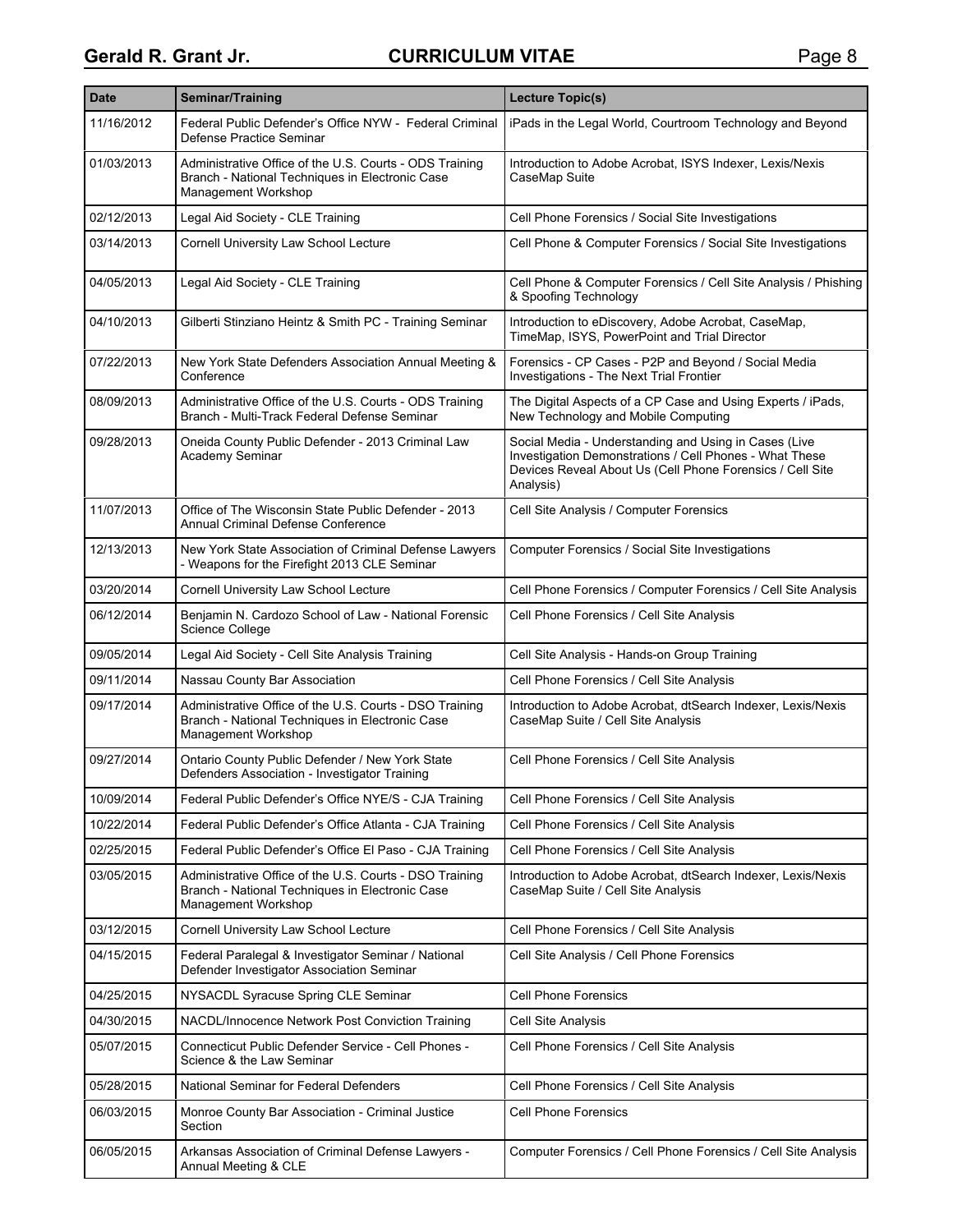| Date | Seminar/Training | Lecture Topic(s) |
|---|---|---|
| 11/16/2012 | Federal Public Defender's Office NYW - Federal Criminal Defense Practice Seminar | iPads in the Legal World, Courtroom Technology and Beyond |
| 01/03/2013 | Administrative Office of the U.S. Courts - ODS Training Branch - National Techniques in Electronic Case Management Workshop | Introduction to Adobe Acrobat, ISYS Indexer, Lexis/Nexis CaseMap Suite |
| 02/12/2013 | Legal Aid Society - CLE Training | Cell Phone Forensics / Social Site Investigations |
| 03/14/2013 | Cornell University Law School Lecture | Cell Phone & Computer Forensics / Social Site Investigations |
| 04/05/2013 | Legal Aid Society - CLE Training | Cell Phone & Computer Forensics / Cell Site Analysis / Phishing & Spoofing Technology |
| 04/10/2013 | Gilberti Stinziano Heintz & Smith PC - Training Seminar | Introduction to eDiscovery, Adobe Acrobat, CaseMap, TimeMap, ISYS, PowerPoint and Trial Director |
| 07/22/2013 | New York State Defenders Association Annual Meeting & Conference | Forensics - CP Cases - P2P and Beyond / Social Media Investigations - The Next Trial Frontier |
| 08/09/2013 | Administrative Office of the U.S. Courts - ODS Training Branch - Multi-Track Federal Defense Seminar | The Digital Aspects of a CP Case and Using Experts / iPads, New Technology and Mobile Computing |
| 09/28/2013 | Oneida County Public Defender - 2013 Criminal Law Academy Seminar | Social Media - Understanding and Using in Cases (Live Investigation Demonstrations / Cell Phones - What These Devices Reveal About Us (Cell Phone Forensics / Cell Site Analysis) |
| 11/07/2013 | Office of The Wisconsin State Public Defender - 2013 Annual Criminal Defense Conference | Cell Site Analysis / Computer Forensics |
| 12/13/2013 | New York State Association of Criminal Defense Lawyers - Weapons for the Firefight 2013 CLE Seminar | Computer Forensics / Social Site Investigations |
| 03/20/2014 | Cornell University Law School Lecture | Cell Phone Forensics / Computer Forensics / Cell Site Analysis |
| 06/12/2014 | Benjamin N. Cardozo School of Law - National Forensic Science College | Cell Phone Forensics / Cell Site Analysis |
| 09/05/2014 | Legal Aid Society - Cell Site Analysis Training | Cell Site Analysis - Hands-on Group Training |
| 09/11/2014 | Nassau County Bar Association | Cell Phone Forensics / Cell Site Analysis |
| 09/17/2014 | Administrative Office of the U.S. Courts - DSO Training Branch - National Techniques in Electronic Case Management Workshop | Introduction to Adobe Acrobat, dtSearch Indexer, Lexis/Nexis CaseMap Suite / Cell Site Analysis |
| 09/27/2014 | Ontario County Public Defender / New York State Defenders Association - Investigator Training | Cell Phone Forensics / Cell Site Analysis |
| 10/09/2014 | Federal Public Defender's Office NYE/S - CJA Training | Cell Phone Forensics / Cell Site Analysis |
| 10/22/2014 | Federal Public Defender's Office Atlanta - CJA Training | Cell Phone Forensics / Cell Site Analysis |
| 02/25/2015 | Federal Public Defender's Office El Paso - CJA Training | Cell Phone Forensics / Cell Site Analysis |
| 03/05/2015 | Administrative Office of the U.S. Courts - DSO Training Branch - National Techniques in Electronic Case Management Workshop | Introduction to Adobe Acrobat, dtSearch Indexer, Lexis/Nexis CaseMap Suite / Cell Site Analysis |
| 03/12/2015 | Cornell University Law School Lecture | Cell Phone Forensics / Cell Site Analysis |
| 04/15/2015 | Federal Paralegal & Investigator Seminar / National Defender Investigator Association Seminar | Cell Site Analysis / Cell Phone Forensics |
| 04/25/2015 | NYSACDL Syracuse Spring CLE Seminar | Cell Phone Forensics |
| 04/30/2015 | NACDL/Innocence Network Post Conviction Training | Cell Site Analysis |
| 05/07/2015 | Connecticut Public Defender Service - Cell Phones - Science & the Law Seminar | Cell Phone Forensics / Cell Site Analysis |
| 05/28/2015 | National Seminar for Federal Defenders | Cell Phone Forensics / Cell Site Analysis |
| 06/03/2015 | Monroe County Bar Association - Criminal Justice Section | Cell Phone Forensics |
| 06/05/2015 | Arkansas Association of Criminal Defense Lawyers - Annual Meeting & CLE | Computer Forensics / Cell Phone Forensics / Cell Site Analysis |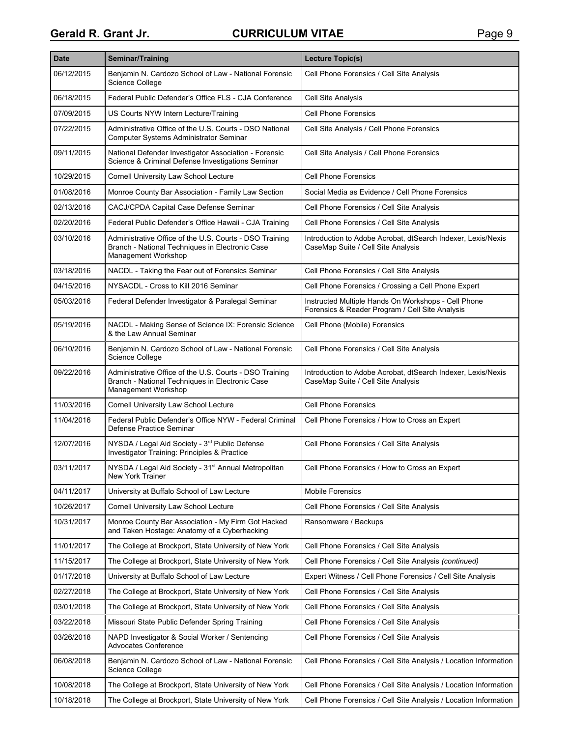| Date | Seminar/Training | Lecture Topic(s) |
|---|---|---|
| 06/12/2015 | Benjamin N. Cardozo School of Law - National Forensic Science College | Cell Phone Forensics / Cell Site Analysis |
| 06/18/2015 | Federal Public Defender's Office FLS - CJA Conference | Cell Site Analysis |
| 07/09/2015 | US Courts NYW Intern Lecture/Training | Cell Phone Forensics |
| 07/22/2015 | Administrative Office of the U.S. Courts - DSO National Computer Systems Administrator Seminar | Cell Site Analysis / Cell Phone Forensics |
| 09/11/2015 | National Defender Investigator Association - Forensic Science & Criminal Defense Investigations Seminar | Cell Site Analysis / Cell Phone Forensics |
| 10/29/2015 | Cornell University Law School Lecture | Cell Phone Forensics |
| 01/08/2016 | Monroe County Bar Association - Family Law Section | Social Media as Evidence / Cell Phone Forensics |
| 02/13/2016 | CACJ/CPDA Capital Case Defense Seminar | Cell Phone Forensics / Cell Site Analysis |
| 02/20/2016 | Federal Public Defender's Office Hawaii - CJA Training | Cell Phone Forensics / Cell Site Analysis |
| 03/10/2016 | Administrative Office of the U.S. Courts - DSO Training Branch - National Techniques in Electronic Case Management Workshop | Introduction to Adobe Acrobat, dtSearch Indexer, Lexis/Nexis CaseMap Suite / Cell Site Analysis |
| 03/18/2016 | NACDL - Taking the Fear out of Forensics Seminar | Cell Phone Forensics / Cell Site Analysis |
| 04/15/2016 | NYSACDL - Cross to Kill 2016 Seminar | Cell Phone Forensics / Crossing a Cell Phone Expert |
| 05/03/2016 | Federal Defender Investigator & Paralegal Seminar | Instructed Multiple Hands On Workshops - Cell Phone Forensics & Reader Program / Cell Site Analysis |
| 05/19/2016 | NACDL - Making Sense of Science IX: Forensic Science & the Law Annual Seminar | Cell Phone (Mobile) Forensics |
| 06/10/2016 | Benjamin N. Cardozo School of Law - National Forensic Science College | Cell Phone Forensics / Cell Site Analysis |
| 09/22/2016 | Administrative Office of the U.S. Courts - DSO Training Branch - National Techniques in Electronic Case Management Workshop | Introduction to Adobe Acrobat, dtSearch Indexer, Lexis/Nexis CaseMap Suite / Cell Site Analysis |
| 11/03/2016 | Cornell University Law School Lecture | Cell Phone Forensics |
| 11/04/2016 | Federal Public Defender's Office NYW - Federal Criminal Defense Practice Seminar | Cell Phone Forensics / How to Cross an Expert |
| 12/07/2016 | NYSDA / Legal Aid Society - 3rd Public Defense Investigator Training: Principles & Practice | Cell Phone Forensics / Cell Site Analysis |
| 03/11/2017 | NYSDA / Legal Aid Society - 31st Annual Metropolitan New York Trainer | Cell Phone Forensics / How to Cross an Expert |
| 04/11/2017 | University at Buffalo School of Law Lecture | Mobile Forensics |
| 10/26/2017 | Cornell University Law School Lecture | Cell Phone Forensics / Cell Site Analysis |
| 10/31/2017 | Monroe County Bar Association - My Firm Got Hacked and Taken Hostage: Anatomy of a Cyberhacking | Ransomware / Backups |
| 11/01/2017 | The College at Brockport, State University of New York | Cell Phone Forensics / Cell Site Analysis |
| 11/15/2017 | The College at Brockport, State University of New York | Cell Phone Forensics / Cell Site Analysis *(continued)* |
| 01/17/2018 | University at Buffalo School of Law Lecture | Expert Witness / Cell Phone Forensics / Cell Site Analysis |
| 02/27/2018 | The College at Brockport, State University of New York | Cell Phone Forensics / Cell Site Analysis |
| 03/01/2018 | The College at Brockport, State University of New York | Cell Phone Forensics / Cell Site Analysis |
| 03/22/2018 | Missouri State Public Defender Spring Training | Cell Phone Forensics / Cell Site Analysis |
| 03/26/2018 | NAPD Investigator & Social Worker / Sentencing Advocates Conference | Cell Phone Forensics / Cell Site Analysis |
| 06/08/2018 | Benjamin N. Cardozo School of Law - National Forensic Science College | Cell Phone Forensics / Cell Site Analysis / Location Information |
| 10/08/2018 | The College at Brockport, State University of New York | Cell Phone Forensics / Cell Site Analysis / Location Information |
| 10/18/2018 | The College at Brockport, State University of New York | Cell Phone Forensics / Cell Site Analysis / Location Information |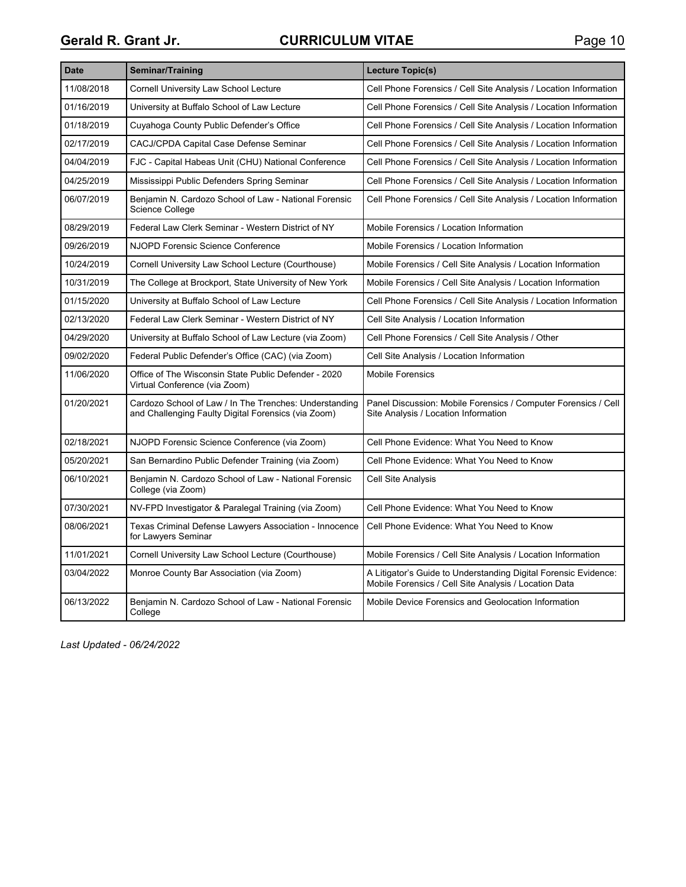| Date | Seminar/Training | Lecture Topic(s) |
|---|---|---|
| 11/08/2018 | Cornell University Law School Lecture | Cell Phone Forensics / Cell Site Analysis / Location Information |
| 01/16/2019 | University at Buffalo School of Law Lecture | Cell Phone Forensics / Cell Site Analysis / Location Information |
| 01/18/2019 | Cuyahoga County Public Defender's Office | Cell Phone Forensics / Cell Site Analysis / Location Information |
| 02/17/2019 | CACJ/CPDA Capital Case Defense Seminar | Cell Phone Forensics / Cell Site Analysis / Location Information |
| 04/04/2019 | FJC - Capital Habeas Unit (CHU) National Conference | Cell Phone Forensics / Cell Site Analysis / Location Information |
| 04/25/2019 | Mississippi Public Defenders Spring Seminar | Cell Phone Forensics / Cell Site Analysis / Location Information |
| 06/07/2019 | Benjamin N. Cardozo School of Law - National Forensic Science College | Cell Phone Forensics / Cell Site Analysis / Location Information |
| 08/29/2019 | Federal Law Clerk Seminar - Western District of NY | Mobile Forensics / Location Information |
| 09/26/2019 | NJOPD Forensic Science Conference | Mobile Forensics / Location Information |
| 10/24/2019 | Cornell University Law School Lecture (Courthouse) | Mobile Forensics / Cell Site Analysis / Location Information |
| 10/31/2019 | The College at Brockport, State University of New York | Mobile Forensics / Cell Site Analysis / Location Information |
| 01/15/2020 | University at Buffalo School of Law Lecture | Cell Phone Forensics / Cell Site Analysis / Location Information |
| 02/13/2020 | Federal Law Clerk Seminar - Western District of NY | Cell Site Analysis / Location Information |
| 04/29/2020 | University at Buffalo School of Law Lecture (via Zoom) | Cell Phone Forensics / Cell Site Analysis / Other |
| 09/02/2020 | Federal Public Defender's Office (CAC) (via Zoom) | Cell Site Analysis / Location Information |
| 11/06/2020 | Office of The Wisconsin State Public Defender - 2020 Virtual Conference (via Zoom) | Mobile Forensics |
| 01/20/2021 | Cardozo School of Law / In The Trenches: Understanding and Challenging Faulty Digital Forensics (via Zoom) | Panel Discussion: Mobile Forensics / Computer Forensics / Cell Site Analysis / Location Information |
| 02/18/2021 | NJOPD Forensic Science Conference (via Zoom) | Cell Phone Evidence: What You Need to Know |
| 05/20/2021 | San Bernardino Public Defender Training (via Zoom) | Cell Phone Evidence: What You Need to Know |
| 06/10/2021 | Benjamin N. Cardozo School of Law - National Forensic College (via Zoom) | Cell Site Analysis |
| 07/30/2021 | NV-FPD Investigator & Paralegal Training (via Zoom) | Cell Phone Evidence: What You Need to Know |
| 08/06/2021 | Texas Criminal Defense Lawyers Association - Innocence for Lawyers Seminar | Cell Phone Evidence: What You Need to Know |
| 11/01/2021 | Cornell University Law School Lecture (Courthouse) | Mobile Forensics / Cell Site Analysis / Location Information |
| 03/04/2022 | Monroe County Bar Association (via Zoom) | A Litigator's Guide to Understanding Digital Forensic Evidence: Mobile Forensics / Cell Site Analysis / Location Data |
| 06/13/2022 | Benjamin N. Cardozo School of Law - National Forensic College | Mobile Device Forensics and Geolocation Information |

*Last Updated - 06/24/2022*